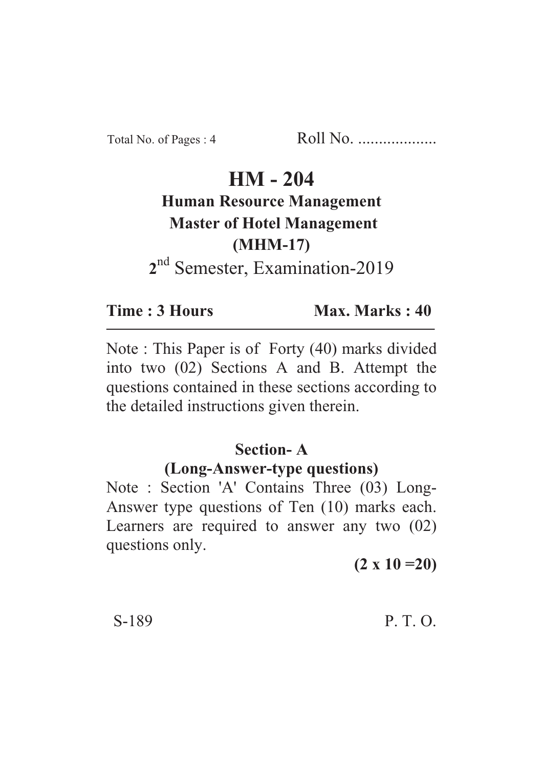Total No. of Pages : 4 Roll No. ...................

# HM - 204

## Human Resource Management

## Master of Hotel Management

## (MHM-17)

2nd Semester, Examination-2019

**Time : 3 Hours** **Max. Marks : 40**

Note : This Paper is of Forty (40) marks divided into two (02) Sections A and B. Attempt the questions contained in these sections according to the detailed instructions given therein.

### Section- A

### (Long-Answer-type questions)

Note : Section 'A' Contains Three (03) Long-Answer type questions of Ten (10) marks each. Learners are required to answer any two (02) questions only.

**(2 x 10 =20)**

S-189 P. T. O.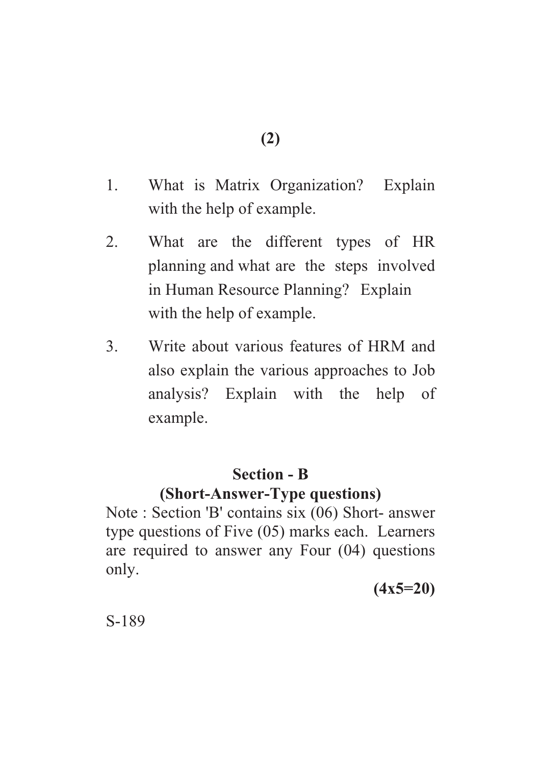1. What is Matrix Organization? Explain with the help of example.

2. What are the different types of HR planning and what are the steps involved in Human Resource Planning? Explain with the help of example.

3. Write about various features of HRM and also explain the various approaches to Job analysis? Explain with the help of example.

## Section - B

### (Short-Answer-Type questions)

Note : Section 'B' contains six (06) Short- answer type questions of Five (05) marks each. Learners are required to answer any Four (04) questions only.

**(4x5=20)**

S-189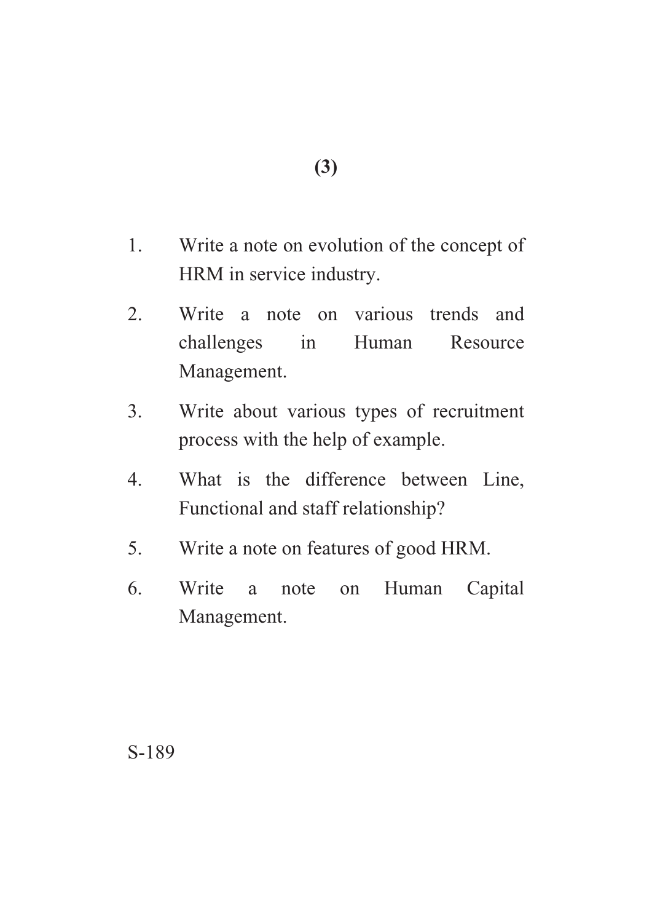1. Write a note on evolution of the concept of HRM in service industry.
2. Write a note on various trends and challenges in Human Resource Management.
3. Write about various types of recruitment process with the help of example.
4. What is the difference between Line, Functional and staff relationship?
5. Write a note on features of good HRM.
6. Write a note on Human Capital Management.

S-189